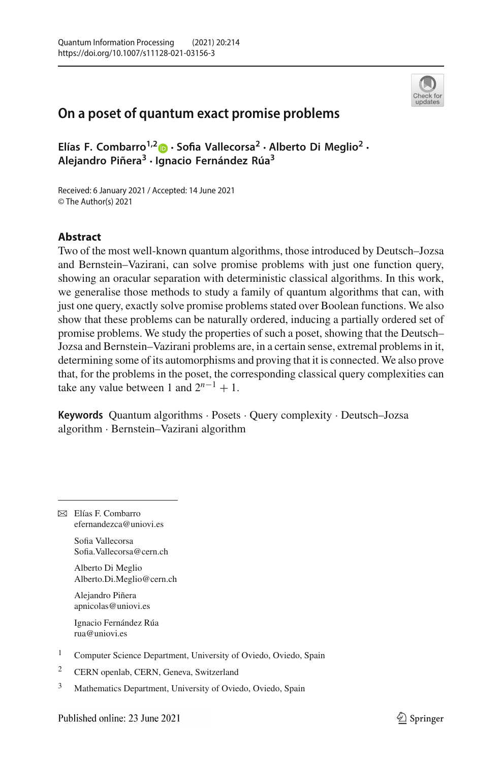# On a poset of quantum exact promise problems

**Elías F. Combarro[1,2] · Sofia Vallecorsa[2] · Alberto Di Meglio[2] · Alejandro Piñera[3] · Ignacio Fernández Rúa[3]**

Received: 6 January 2021 / Accepted: 14 June 2021
© The Author(s) 2021

## Abstract

Two of the most well-known quantum algorithms, those introduced by Deutsch–Jozsa and Bernstein–Vazirani, can solve promise problems with just one function query, showing an oracular separation with deterministic classical algorithms. In this work, we generalise those methods to study a family of quantum algorithms that can, with just one query, exactly solve promise problems stated over Boolean functions. We also show that these problems can be naturally ordered, inducing a partially ordered set of promise problems. We study the properties of such a poset, showing that the Deutsch–Jozsa and Bernstein–Vazirani problems are, in a certain sense, extremal problems in it, determining some of its automorphisms and proving that it is connected. We also prove that, for the problems in the poset, the corresponding classical query complexities can take any value between 1 and $2^{n-1}+1$.

**Keywords** Quantum algorithms · Posets · Query complexity · Deutsch–Jozsa algorithm · Bernstein–Vazirani algorithm

---

✉ Elías F. Combarro
efernandezca@uniovi.es

Sofia Vallecorsa
Sofia.Vallecorsa@cern.ch

Alberto Di Meglio
Alberto.Di.Meglio@cern.ch

Alejandro Piñera
apnicolas@uniovi.es

Ignacio Fernández Rúa
rua@uniovi.es

[1] Computer Science Department, University of Oviedo, Oviedo, Spain

[2] CERN openlab, CERN, Geneva, Switzerland

[3] Mathematics Department, University of Oviedo, Oviedo, Spain

Published online: 23 June 2021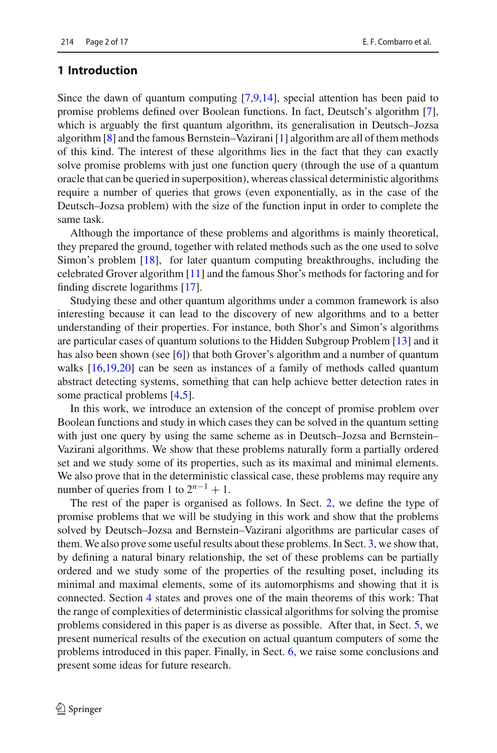## 1 Introduction

Since the dawn of quantum computing [7,9,14], special attention has been paid to promise problems defined over Boolean functions. In fact, Deutsch's algorithm [7], which is arguably the first quantum algorithm, its generalisation in Deutsch–Jozsa algorithm [8] and the famous Bernstein–Vazirani [1] algorithm are all of them methods of this kind. The interest of these algorithms lies in the fact that they can exactly solve promise problems with just one function query (through the use of a quantum oracle that can be queried in superposition), whereas classical deterministic algorithms require a number of queries that grows (even exponentially, as in the case of the Deutsch–Jozsa problem) with the size of the function input in order to complete the same task.

Although the importance of these problems and algorithms is mainly theoretical, they prepared the ground, together with related methods such as the one used to solve Simon's problem [18], for later quantum computing breakthroughs, including the celebrated Grover algorithm [11] and the famous Shor's methods for factoring and for finding discrete logarithms [17].

Studying these and other quantum algorithms under a common framework is also interesting because it can lead to the discovery of new algorithms and to a better understanding of their properties. For instance, both Shor's and Simon's algorithms are particular cases of quantum solutions to the Hidden Subgroup Problem [13] and it has also been shown (see [6]) that both Grover's algorithm and a number of quantum walks [16,19,20] can be seen as instances of a family of methods called quantum abstract detecting systems, something that can help achieve better detection rates in some practical problems [4,5].

In this work, we introduce an extension of the concept of promise problem over Boolean functions and study in which cases they can be solved in the quantum setting with just one query by using the same scheme as in Deutsch–Jozsa and Bernstein–Vazirani algorithms. We show that these problems naturally form a partially ordered set and we study some of its properties, such as its maximal and minimal elements. We also prove that in the deterministic classical case, these problems may require any number of queries from 1 to $2^{n-1} + 1$.

The rest of the paper is organised as follows. In Sect. 2, we define the type of promise problems that we will be studying in this work and show that the problems solved by Deutsch–Jozsa and Bernstein–Vazirani algorithms are particular cases of them. We also prove some useful results about these problems. In Sect. 3, we show that, by defining a natural binary relationship, the set of these problems can be partially ordered and we study some of the properties of the resulting poset, including its minimal and maximal elements, some of its automorphisms and showing that it is connected. Section 4 states and proves one of the main theorems of this work: That the range of complexities of deterministic classical algorithms for solving the promise problems considered in this paper is as diverse as possible. After that, in Sect. 5, we present numerical results of the execution on actual quantum computers of some the problems introduced in this paper. Finally, in Sect. 6, we raise some conclusions and present some ideas for future research.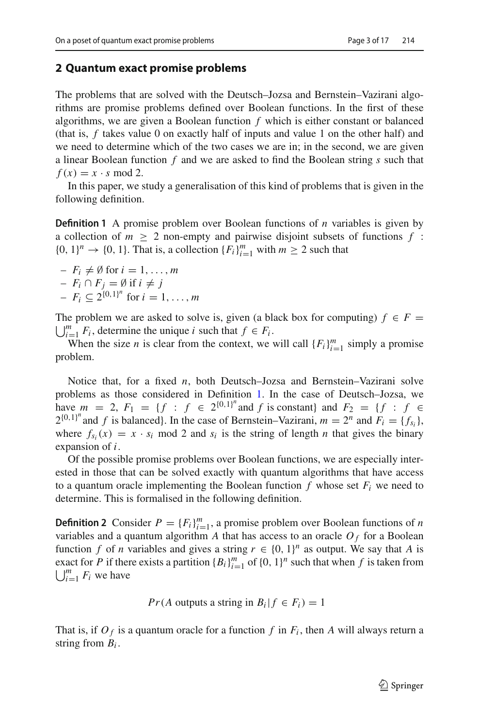## 2 Quantum exact promise problems

The problems that are solved with the Deutsch–Jozsa and Bernstein–Vazirani algorithms are promise problems defined over Boolean functions. In the first of these algorithms, we are given a Boolean function $f$ which is either constant or balanced (that is, $f$ takes value 0 on exactly half of inputs and value 1 on the other half) and we need to determine which of the two cases we are in; in the second, we are given a linear Boolean function $f$ and we are asked to find the Boolean string $s$ such that $f(x) = x \cdot s \bmod 2$.

In this paper, we study a generalisation of this kind of problems that is given in the following definition.

**Definition 1** A promise problem over Boolean functions of $n$ variables is given by a collection of $m \geq 2$ non-empty and pairwise disjoint subsets of functions $f : \{0, 1\}^n \to \{0, 1\}$. That is, a collection $\{F_i\}_{i=1}^m$ with $m \geq 2$ such that

- $F_i \neq \emptyset$ for $i = 1, \ldots, m$
- $F_i \cap F_j = \emptyset$ if $i \neq j$
- $F_i \subseteq 2^{\{0,1\}^n}$ for $i = 1, \ldots, m$

The problem we are asked to solve is, given (a black box for computing) $f \in F = \bigcup_{i=1}^m F_i$, determine the unique $i$ such that $f \in F_i$.

When the size $n$ is clear from the context, we will call $\{F_i\}_{i=1}^m$ simply a promise problem.

Notice that, for a fixed $n$, both Deutsch–Jozsa and Bernstein–Vazirani solve problems as those considered in Definition 1. In the case of Deutsch–Jozsa, we have $m = 2$, $F_1 = \{f : f \in 2^{\{0,1\}^n} \text{and } f \text{ is constant}\}$ and $F_2 = \{f : f \in 2^{\{0,1\}^n} \text{and } f \text{ is balanced}\}$. In the case of Bernstein–Vazirani, $m = 2^n$ and $F_i = \{f_{s_i}\}$, where $f_{s_i}(x) = x \cdot s_i \bmod 2$ and $s_i$ is the string of length $n$ that gives the binary expansion of $i$.

Of the possible promise problems over Boolean functions, we are especially interested in those that can be solved exactly with quantum algorithms that have access to a quantum oracle implementing the Boolean function $f$ whose set $F_i$ we need to determine. This is formalised in the following definition.

**Definition 2** Consider $P = \{F_i\}_{i=1}^m$, a promise problem over Boolean functions of $n$ variables and a quantum algorithm $A$ that has access to an oracle $O_f$ for a Boolean function $f$ of $n$ variables and gives a string $r \in \{0, 1\}^n$ as output. We say that $A$ is exact for $P$ if there exists a partition $\{B_i\}_{i=1}^m$ of $\{0, 1\}^n$ such that when $f$ is taken from $\bigcup_{i=1}^m F_i$ we have

$$Pr(A \text{ outputs a string in } B_i | f \in F_i) = 1$$

That is, if $O_f$ is a quantum oracle for a function $f$ in $F_i$, then $A$ will always return a string from $B_i$.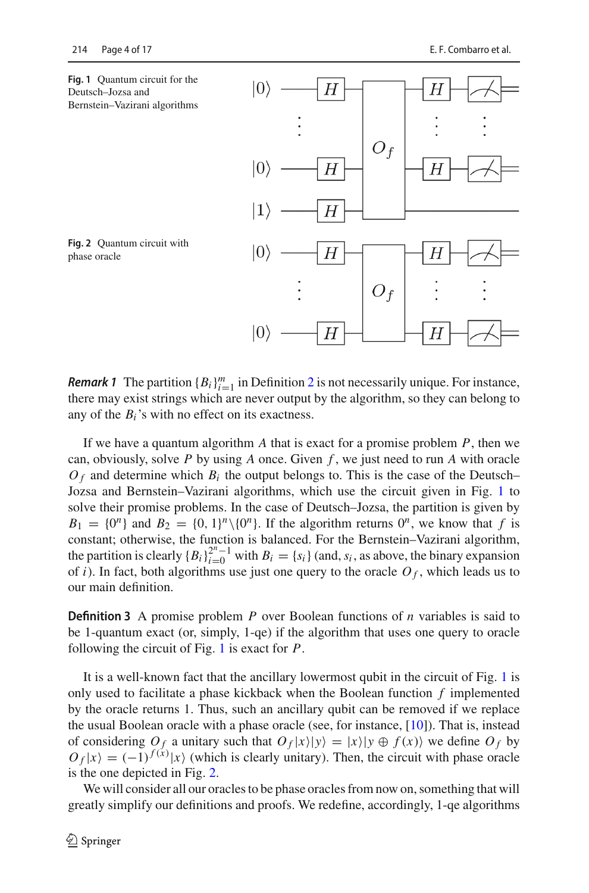**Fig. 1** Quantum circuit for the Deutsch–Jozsa and Bernstein–Vazirani algorithms

**Fig. 2** Quantum circuit with phase oracle

***Remark 1*** The partition $\{B_i\}_{i=1}^m$ in Definition 2 is not necessarily unique. For instance, there may exist strings which are never output by the algorithm, so they can belong to any of the $B_i$'s with no effect on its exactness.

If we have a quantum algorithm $A$ that is exact for a promise problem $P$, then we can, obviously, solve $P$ by using $A$ once. Given $f$, we just need to run $A$ with oracle $O_f$ and determine which $B_i$ the output belongs to. This is the case of the Deutsch–Jozsa and Bernstein–Vazirani algorithms, which use the circuit given in Fig. 1 to solve their promise problems. In the case of Deutsch–Jozsa, the partition is given by $B_1 = \{0^n\}$ and $B_2 = \{0, 1\}^n \setminus \{0^n\}$. If the algorithm returns $0^n$, we know that $f$ is constant; otherwise, the function is balanced. For the Bernstein–Vazirani algorithm, the partition is clearly $\{B_i\}_{i=0}^{2^n-1}$ with $B_i = \{s_i\}$ (and, $s_i$, as above, the binary expansion of $i$). In fact, both algorithms use just one query to the oracle $O_f$, which leads us to our main definition.

**Definition 3** A promise problem $P$ over Boolean functions of $n$ variables is said to be 1-quantum exact (or, simply, 1-qe) if the algorithm that uses one query to oracle following the circuit of Fig. 1 is exact for $P$.

It is a well-known fact that the ancillary lowermost qubit in the circuit of Fig. 1 is only used to facilitate a phase kickback when the Boolean function $f$ implemented by the oracle returns 1. Thus, such an ancillary qubit can be removed if we replace the usual Boolean oracle with a phase oracle (see, for instance, [10]). That is, instead of considering $O_f$ a unitary such that $O_f|x\rangle|y\rangle = |x\rangle|y \oplus f(x)\rangle$ we define $O_f$ by $O_f|x\rangle = (-1)^{f(x)}|x\rangle$ (which is clearly unitary). Then, the circuit with phase oracle is the one depicted in Fig. 2.

We will consider all our oracles to be phase oracles from now on, something that will greatly simplify our definitions and proofs. We redefine, accordingly, 1-qe algorithms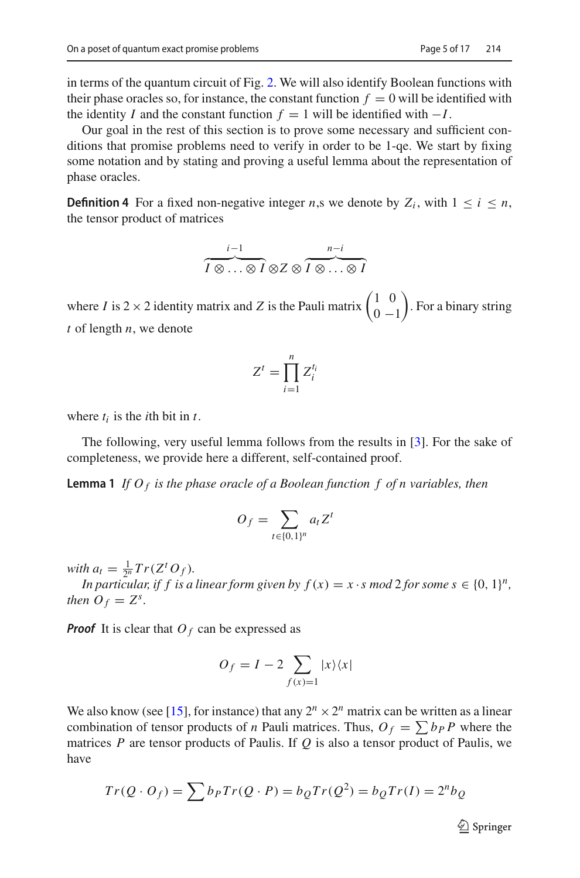in terms of the quantum circuit of Fig. 2. We will also identify Boolean functions with their phase oracles so, for instance, the constant function $f = 0$ will be identified with the identity $I$ and the constant function $f = 1$ will be identified with $-I$.

Our goal in the rest of this section is to prove some necessary and sufficient conditions that promise problems need to verify in order to be 1-qe. We start by fixing some notation and by stating and proving a useful lemma about the representation of phase oracles.

**Definition 4** For a fixed non-negative integer $n$,s we denote by $Z_i$, with $1 \leq i \leq n$, the tensor product of matrices

$$\overbrace{I \otimes \ldots \otimes I}^{i-1} \otimes Z \otimes \overbrace{I \otimes \ldots \otimes I}^{n-i}$$

where $I$ is $2 \times 2$ identity matrix and $Z$ is the Pauli matrix $\begin{pmatrix} 1 & 0 \\ 0 & -1 \end{pmatrix}$. For a binary string $t$ of length $n$, we denote

$$Z^t = \prod_{i=1}^{n} Z_i^{t_i}$$

where $t_i$ is the $i$th bit in $t$.

The following, very useful lemma follows from the results in [3]. For the sake of completeness, we provide here a different, self-contained proof.

**Lemma 1** *If $O_f$ is the phase oracle of a Boolean function $f$ of $n$ variables, then*

$$O_f = \sum_{t \in \{0,1\}^n} a_t Z^t$$

*with $a_t = \frac{1}{2^n} Tr(Z^t O_f)$.*

*In particular, if $f$ is a linear form given by $f(x) = x \cdot s \bmod 2$ for some $s \in \{0, 1\}^n$, then $O_f = Z^s$.*

***Proof*** It is clear that $O_f$ can be expressed as

$$O_f = I - 2 \sum_{f(x)=1} |x\rangle\langle x|$$

We also know (see [15], for instance) that any $2^n \times 2^n$ matrix can be written as a linear combination of tensor products of $n$ Pauli matrices. Thus, $O_f = \sum b_P P$ where the matrices $P$ are tensor products of Paulis. If $Q$ is also a tensor product of Paulis, we have

$$Tr(Q \cdot O_f) = \sum b_P Tr(Q \cdot P) = b_Q Tr(Q^2) = b_Q Tr(I) = 2^n b_Q$$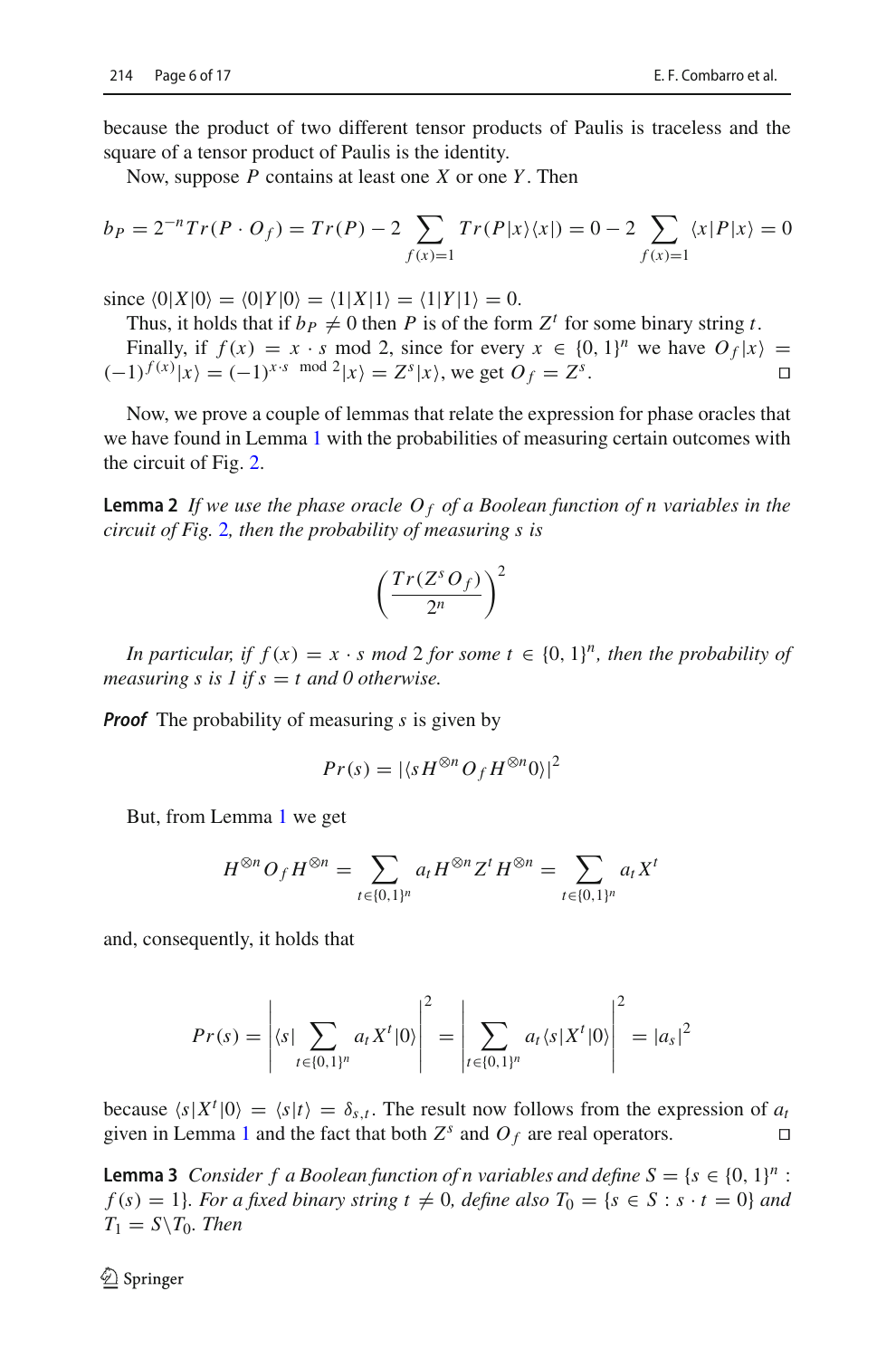because the product of two different tensor products of Paulis is traceless and the square of a tensor product of Paulis is the identity.

Now, suppose $P$ contains at least one $X$ or one $Y$. Then

$$b_P = 2^{-n}Tr(P \cdot O_f) = Tr(P) - 2 \sum_{f(x)=1} Tr(P|x\rangle\langle x|) = 0 - 2 \sum_{f(x)=1} \langle x|P|x\rangle = 0$$

since $\langle 0|X|0\rangle = \langle 0|Y|0\rangle = \langle 1|X|1\rangle = \langle 1|Y|1\rangle = 0$.

Thus, it holds that if $b_P \neq 0$ then $P$ is of the form $Z^t$ for some binary string $t$.

Finally, if $f(x) = x \cdot s \bmod 2$, since for every $x \in \{0,1\}^n$ we have $O_f|x\rangle = (-1)^{f(x)}|x\rangle = (-1)^{x \cdot s \bmod 2}|x\rangle = Z^s|x\rangle$, we get $O_f = Z^s$. □

Now, we prove a couple of lemmas that relate the expression for phase oracles that we have found in Lemma 1 with the probabilities of measuring certain outcomes with the circuit of Fig. 2.

**Lemma 2** *If we use the phase oracle $O_f$ of a Boolean function of $n$ variables in the circuit of Fig. 2, then the probability of measuring $s$ is*

$$\left(\frac{Tr(Z^s O_f)}{2^n}\right)^2$$

*In particular, if $f(x) = x \cdot s \bmod 2$ for some $t \in \{0,1\}^n$, then the probability of measuring $s$ is 1 if $s = t$ and 0 otherwise.*

***Proof*** The probability of measuring $s$ is given by

$$Pr(s) = |\langle s H^{\otimes n} O_f H^{\otimes n} 0\rangle|^2$$

But, from Lemma 1 we get

$$H^{\otimes n} O_f H^{\otimes n} = \sum_{t \in \{0,1\}^n} a_t H^{\otimes n} Z^t H^{\otimes n} = \sum_{t \in \{0,1\}^n} a_t X^t$$

and, consequently, it holds that

$$Pr(s) = \left|\langle s| \sum_{t \in \{0,1\}^n} a_t X^t |0\rangle\right|^2 = \left|\sum_{t \in \{0,1\}^n} a_t \langle s|X^t|0\rangle\right|^2 = |a_s|^2$$

because $\langle s|X^t|0\rangle = \langle s|t\rangle = \delta_{s,t}$. The result now follows from the expression of $a_t$ given in Lemma 1 and the fact that both $Z^s$ and $O_f$ are real operators. □

**Lemma 3** *Consider $f$ a Boolean function of $n$ variables and define $S = \{s \in \{0,1\}^n : f(s) = 1\}$. For a fixed binary string $t \neq 0$, define also $T_0 = \{s \in S : s \cdot t = 0\}$ and $T_1 = S \backslash T_0$. Then*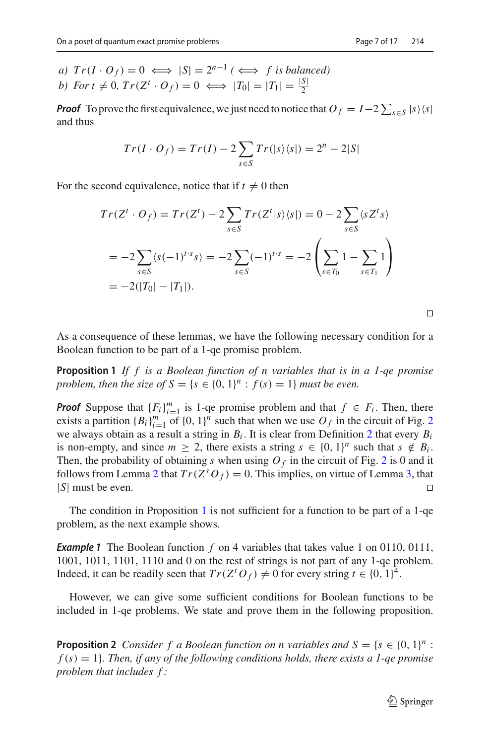a) $Tr(I \cdot O_f) = 0 \iff |S| = 2^{n-1}$ ( $\iff$ $f$ is balanced)
b) For $t \neq 0$, $Tr(Z^t \cdot O_f) = 0 \iff |T_0| = |T_1| = \frac{|S|}{2}$

***Proof*** To prove the first equivalence, we just need to notice that $O_f = I - 2\sum_{s \in S} |s\rangle\langle s|$ and thus

$$Tr(I \cdot O_f) = Tr(I) - 2\sum_{s \in S} Tr(|s\rangle\langle s|) = 2^n - 2|S|$$

For the second equivalence, notice that if $t \neq 0$ then

$$\begin{aligned}
Tr(Z^t \cdot O_f) &= Tr(Z^t) - 2\sum_{s \in S} Tr(Z^t|s\rangle\langle s|) = 0 - 2\sum_{s \in S}\langle s Z^t s\rangle \\
&= -2\sum_{s \in S}\langle s(-1)^{t \cdot s} s\rangle = -2\sum_{s \in S}(-1)^{t \cdot s} = -2\left(\sum_{s \in T_0} 1 - \sum_{s \in T_1} 1\right) \\
&= -2(|T_0| - |T_1|).
\end{aligned}$$

□

As a consequence of these lemmas, we have the following necessary condition for a Boolean function to be part of a 1-qe promise problem.

**Proposition 1** *If $f$ is a Boolean function of $n$ variables that is in a 1-qe promise problem, then the size of $S = \{s \in \{0, 1\}^n : f(s) = 1\}$ must be even.*

***Proof*** Suppose that $\{F_i\}_{i=1}^m$ is 1-qe promise problem and that $f \in F_i$. Then, there exists a partition $\{B_i\}_{i=1}^m$ of $\{0, 1\}^n$ such that when we use $O_f$ in the circuit of Fig. 2 we always obtain as a result a string in $B_i$. It is clear from Definition 2 that every $B_i$ is non-empty, and since $m \geq 2$, there exists a string $s \in \{0, 1\}^n$ such that $s \notin B_i$. Then, the probability of obtaining $s$ when using $O_f$ in the circuit of Fig. 2 is 0 and it follows from Lemma 2 that $Tr(Z^s O_f) = 0$. This implies, on virtue of Lemma 3, that $|S|$ must be even. □

The condition in Proposition 1 is not sufficient for a function to be part of a 1-qe problem, as the next example shows.

***Example 1*** The Boolean function $f$ on 4 variables that takes value 1 on 0110, 0111, 1001, 1011, 1101, 1110 and 0 on the rest of strings is not part of any 1-qe problem. Indeed, it can be readily seen that $Tr(Z^t O_f) \neq 0$ for every string $t \in \{0, 1\}^4$.

However, we can give some sufficient conditions for Boolean functions to be included in 1-qe problems. We state and prove them in the following proposition.

**Proposition 2** *Consider $f$ a Boolean function on $n$ variables and $S = \{s \in \{0, 1\}^n : f(s) = 1\}$. Then, if any of the following conditions holds, there exists a 1-qe promise problem that includes $f$:*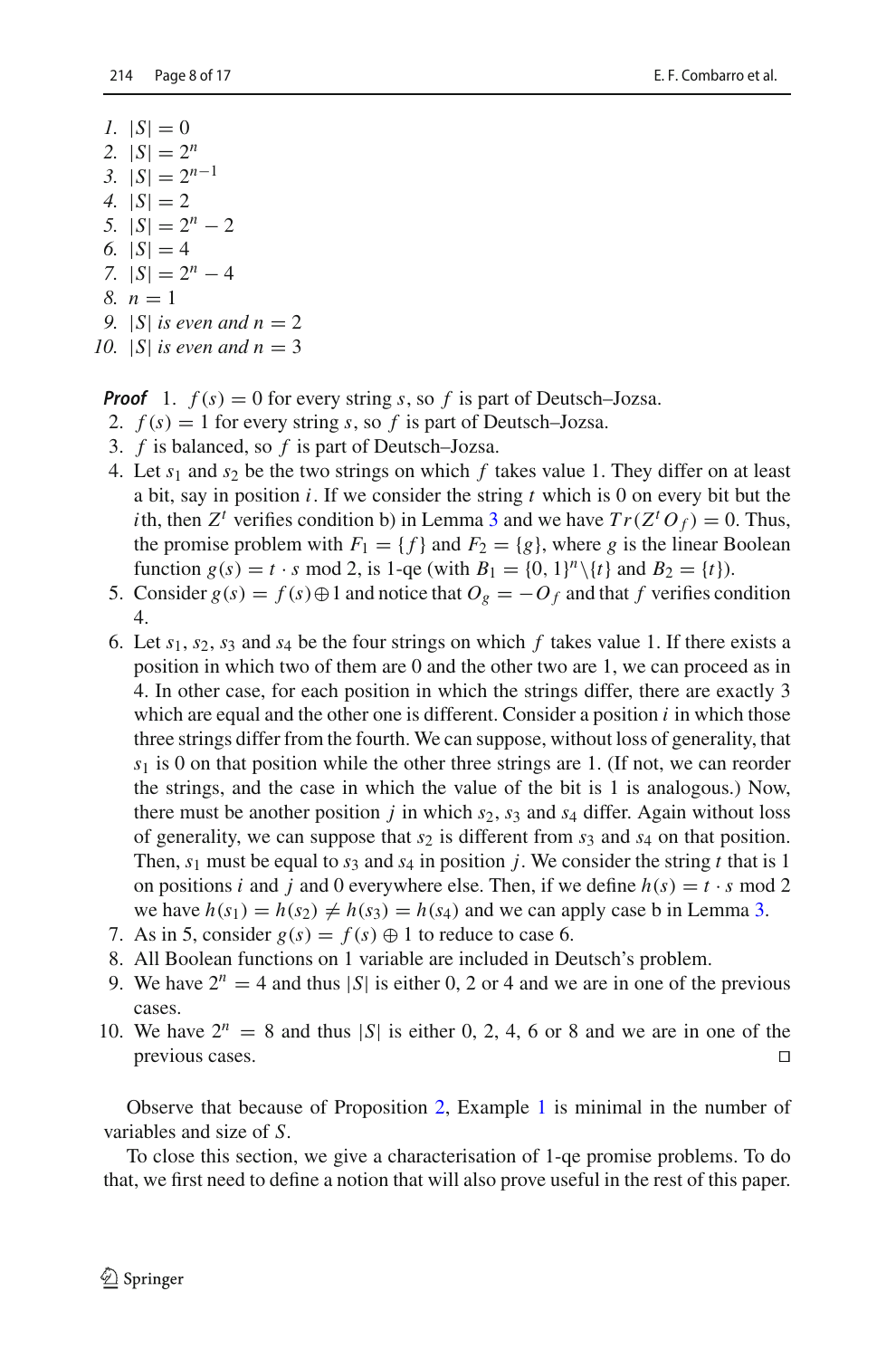1. $|S| = 0$
2. $|S| = 2^n$
3. $|S| = 2^{n-1}$
4. $|S| = 2$
5. $|S| = 2^n - 2$
6. $|S| = 4$
7. $|S| = 2^n - 4$
8. $n = 1$
9. $|S|$ *is even and* $n = 2$
10. $|S|$ *is even and* $n = 3$

***Proof*** 1. $f(s) = 0$ for every string $s$, so $f$ is part of Deutsch–Jozsa.

2. $f(s) = 1$ for every string $s$, so $f$ is part of Deutsch–Jozsa.
3. $f$ is balanced, so $f$ is part of Deutsch–Jozsa.
4. Let $s_1$ and $s_2$ be the two strings on which $f$ takes value 1. They differ on at least a bit, say in position $i$. If we consider the string $t$ which is 0 on every bit but the $i$th, then $Z^t$ verifies condition b) in Lemma 3 and we have $Tr(Z^t O_f) = 0$. Thus, the promise problem with $F_1 = \{f\}$ and $F_2 = \{g\}$, where $g$ is the linear Boolean function $g(s) = t \cdot s \bmod 2$, is 1-qe (with $B_1 = \{0, 1\}^n \backslash \{t\}$ and $B_2 = \{t\}$).
5. Consider $g(s) = f(s) \oplus 1$ and notice that $O_g = -O_f$ and that $f$ verifies condition 4.
6. Let $s_1$, $s_2$, $s_3$ and $s_4$ be the four strings on which $f$ takes value 1. If there exists a position in which two of them are 0 and the other two are 1, we can proceed as in 4. In other case, for each position in which the strings differ, there are exactly 3 which are equal and the other one is different. Consider a position $i$ in which those three strings differ from the fourth. We can suppose, without loss of generality, that $s_1$ is 0 on that position while the other three strings are 1. (If not, we can reorder the strings, and the case in which the value of the bit is 1 is analogous.) Now, there must be another position $j$ in which $s_2$, $s_3$ and $s_4$ differ. Again without loss of generality, we can suppose that $s_2$ is different from $s_3$ and $s_4$ on that position. Then, $s_1$ must be equal to $s_3$ and $s_4$ in position $j$. We consider the string $t$ that is 1 on positions $i$ and $j$ and 0 everywhere else. Then, if we define $h(s) = t \cdot s \bmod 2$ we have $h(s_1) = h(s_2) \neq h(s_3) = h(s_4)$ and we can apply case b in Lemma 3.
7. As in 5, consider $g(s) = f(s) \oplus 1$ to reduce to case 6.
8. All Boolean functions on 1 variable are included in Deutsch's problem.
9. We have $2^n = 4$ and thus $|S|$ is either 0, 2 or 4 and we are in one of the previous cases.
10. We have $2^n = 8$ and thus $|S|$ is either 0, 2, 4, 6 or 8 and we are in one of the previous cases. □

Observe that because of Proposition 2, Example 1 is minimal in the number of variables and size of $S$.

To close this section, we give a characterisation of 1-qe promise problems. To do that, we first need to define a notion that will also prove useful in the rest of this paper.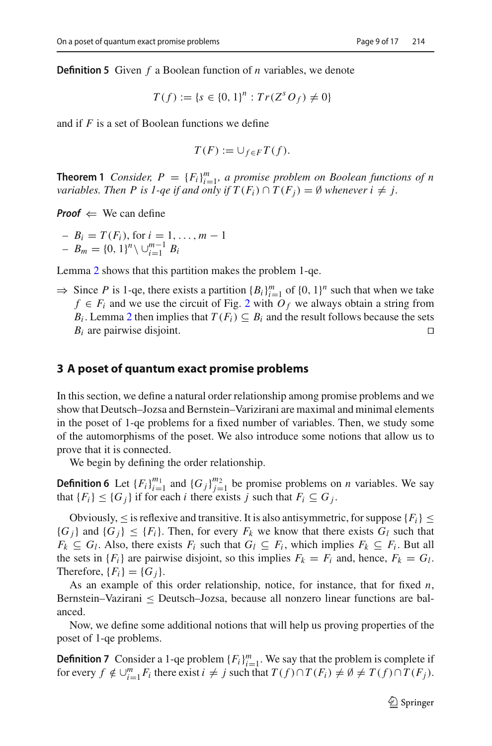**Definition 5** Given $f$ a Boolean function of $n$ variables, we denote

$$T(f) := \{s \in \{0,1\}^n : Tr(Z^s O_f) \neq 0\}$$

and if $F$ is a set of Boolean functions we define

$$T(F) := \cup_{f \in F} T(f).$$

**Theorem 1** *Consider, $P = \{F_i\}_{i=1}^m$, a promise problem on Boolean functions of $n$ variables. Then $P$ is 1-qe if and only if $T(F_i) \cap T(F_j) = \emptyset$ whenever $i \neq j$.*

***Proof*** $\Leftarrow$ We can define

- $B_i = T(F_i)$, for $i = 1, \ldots, m-1$
- $B_m = \{0,1\}^n \setminus \cup_{i=1}^{m-1} B_i$

Lemma 2 shows that this partition makes the problem 1-qe.

$\Rightarrow$ Since $P$ is 1-qe, there exists a partition $\{B_i\}_{i=1}^m$ of $\{0,1\}^n$ such that when we take $f \in F_i$ and we use the circuit of Fig. 2 with $O_f$ we always obtain a string from $B_i$. Lemma 2 then implies that $T(F_i) \subseteq B_i$ and the result follows because the sets $B_i$ are pairwise disjoint. □

## 3 A poset of quantum exact promise problems

In this section, we define a natural order relationship among promise problems and we show that Deutsch–Jozsa and Bernstein–Varizirani are maximal and minimal elements in the poset of 1-qe problems for a fixed number of variables. Then, we study some of the automorphisms of the poset. We also introduce some notions that allow us to prove that it is connected.

We begin by defining the order relationship.

**Definition 6** Let $\{F_i\}_{i=1}^{m_1}$ and $\{G_j\}_{j=1}^{m_2}$ be promise problems on $n$ variables. We say that $\{F_i\} \leq \{G_j\}$ if for each $i$ there exists $j$ such that $F_i \subseteq G_j$.

Obviously, $\leq$ is reflexive and transitive. It is also antisymmetric, for suppose $\{F_i\} \leq \{G_j\}$ and $\{G_j\} \leq \{F_i\}$. Then, for every $F_k$ we know that there exists $G_l$ such that $F_k \subseteq G_l$. Also, there exists $F_i$ such that $G_l \subseteq F_i$, which implies $F_k \subseteq F_i$. But all the sets in $\{F_i\}$ are pairwise disjoint, so this implies $F_k = F_i$ and, hence, $F_k = G_l$. Therefore, $\{F_i\} = \{G_j\}$.

As an example of this order relationship, notice, for instance, that for fixed $n$, Bernstein–Vazirani $\leq$ Deutsch–Jozsa, because all nonzero linear functions are balanced.

Now, we define some additional notions that will help us proving properties of the poset of 1-qe problems.

**Definition 7** Consider a 1-qe problem $\{F_i\}_{i=1}^m$. We say that the problem is complete if for every $f \notin \cup_{i=1}^m F_i$ there exist $i \neq j$ such that $T(f) \cap T(F_i) \neq \emptyset \neq T(f) \cap T(F_j)$.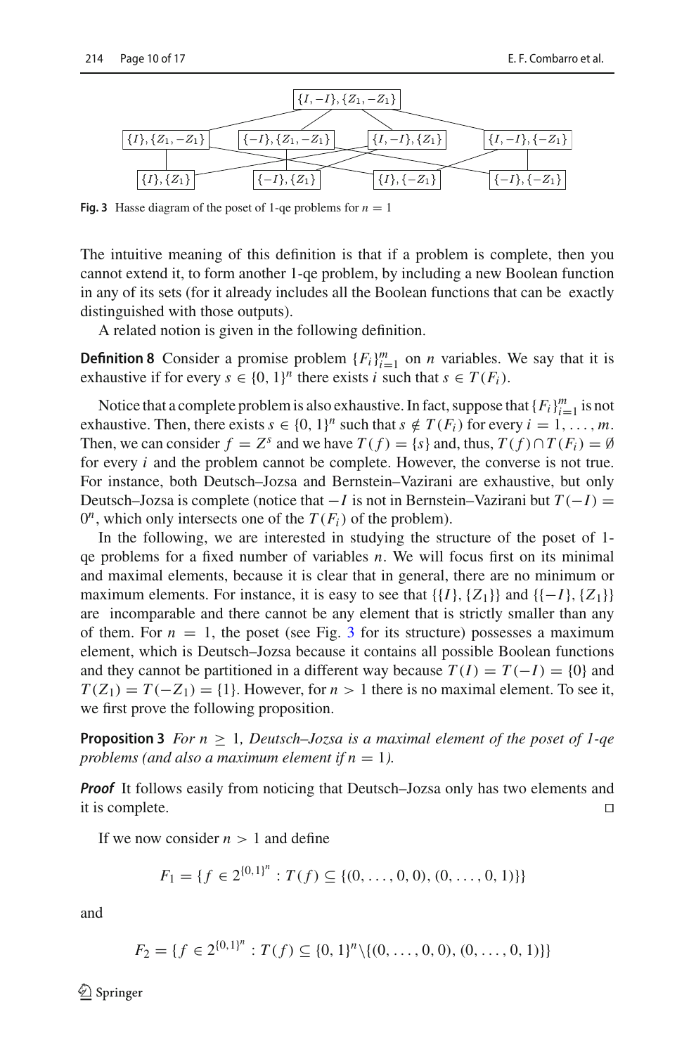Fig. 3 Hasse diagram of the poset of 1-qe problems for $n = 1$

The intuitive meaning of this definition is that if a problem is complete, then you cannot extend it, to form another 1-qe problem, by including a new Boolean function in any of its sets (for it already includes all the Boolean functions that can be exactly distinguished with those outputs).

A related notion is given in the following definition.

**Definition 8** Consider a promise problem $\{F_i\}_{i=1}^m$ on $n$ variables. We say that it is exhaustive if for every $s \in \{0,1\}^n$ there exists $i$ such that $s \in T(F_i)$.

Notice that a complete problem is also exhaustive. In fact, suppose that $\{F_i\}_{i=1}^m$ is not exhaustive. Then, there exists $s \in \{0,1\}^n$ such that $s \notin T(F_i)$ for every $i = 1, \ldots, m$. Then, we can consider $f = Z^s$ and we have $T(f) = \{s\}$ and, thus, $T(f) \cap T(F_i) = \emptyset$ for every $i$ and the problem cannot be complete. However, the converse is not true. For instance, both Deutsch–Jozsa and Bernstein–Vazirani are exhaustive, but only Deutsch–Jozsa is complete (notice that $-I$ is not in Bernstein–Vazirani but $T(-I) = 0^n$, which only intersects one of the $T(F_i)$ of the problem).

In the following, we are interested in studying the structure of the poset of 1-qe problems for a fixed number of variables $n$. We will focus first on its minimal and maximal elements, because it is clear that in general, there are no minimum or maximum elements. For instance, it is easy to see that $\{\{I\}, \{Z_1\}\}$ and $\{\{-I\}, \{Z_1\}\}$ are incomparable and there cannot be any element that is strictly smaller than any of them. For $n = 1$, the poset (see Fig. 3 for its structure) possesses a maximum element, which is Deutsch–Jozsa because it contains all possible Boolean functions and they cannot be partitioned in a different way because $T(I) = T(-I) = \{0\}$ and $T(Z_1) = T(-Z_1) = \{1\}$. However, for $n > 1$ there is no maximal element. To see it, we first prove the following proposition.

**Proposition 3** *For $n \geq 1$, Deutsch–Jozsa is a maximal element of the poset of 1-qe problems (and also a maximum element if $n = 1$).*

***Proof*** It follows easily from noticing that Deutsch–Jozsa only has two elements and it is complete. ◻

If we now consider $n > 1$ and define

$$F_1 = \{f \in 2^{\{0,1\}^n} : T(f) \subseteq \{(0, \ldots, 0, 0), (0, \ldots, 0, 1)\}\}$$

and

$$F_2 = \{f \in 2^{\{0,1\}^n} : T(f) \subseteq \{0,1\}^n \setminus \{(0, \ldots, 0, 0), (0, \ldots, 0, 1)\}\}$$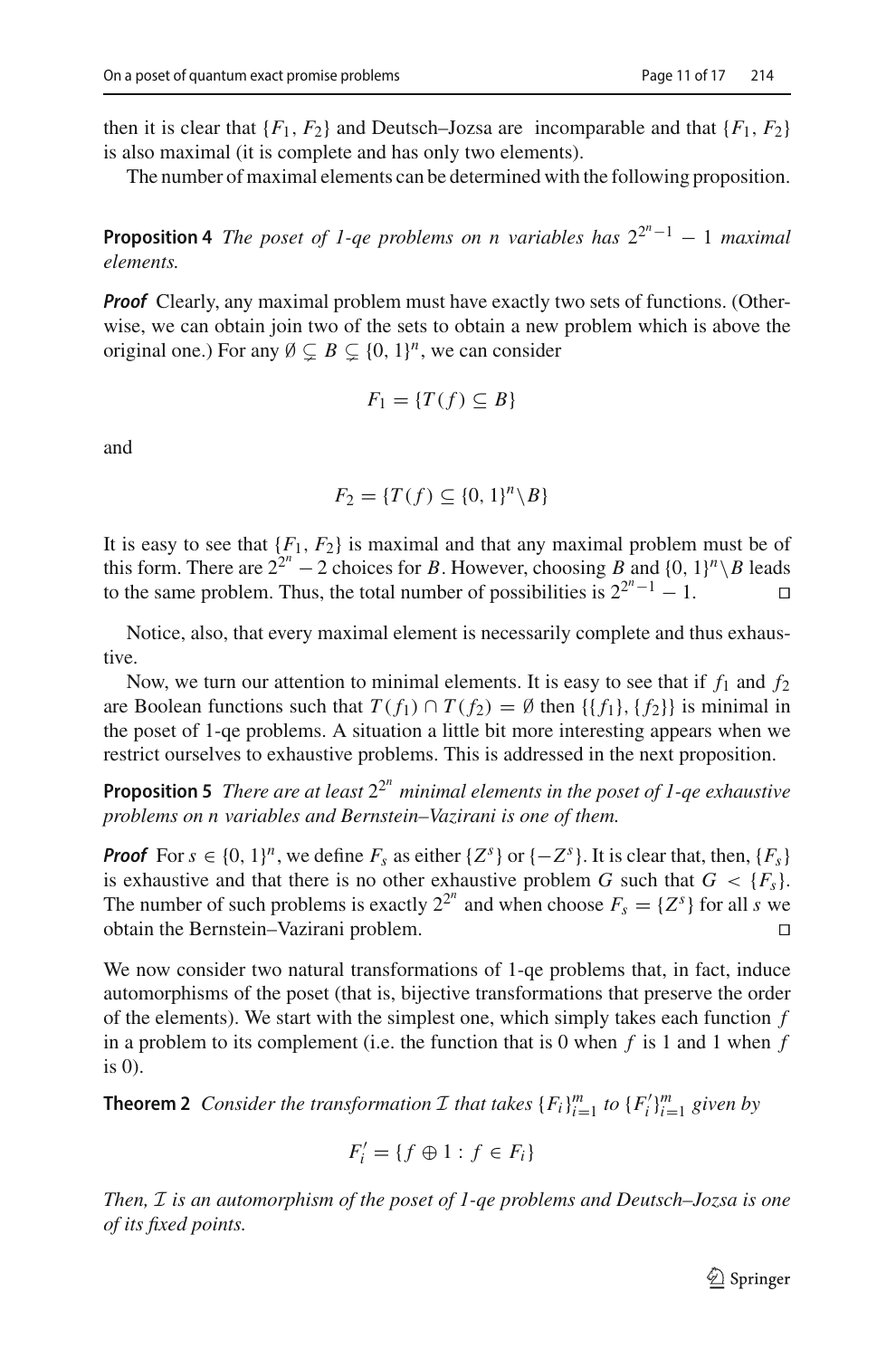then it is clear that $\{F_1, F_2\}$ and Deutsch–Jozsa are incomparable and that $\{F_1, F_2\}$ is also maximal (it is complete and has only two elements).

The number of maximal elements can be determined with the following proposition.

**Proposition 4** *The poset of 1-qe problems on n variables has* $2^{2^n-1} - 1$ *maximal elements.*

***Proof*** Clearly, any maximal problem must have exactly two sets of functions. (Otherwise, we can obtain join two of the sets to obtain a new problem which is above the original one.) For any $\emptyset \subsetneq B \subsetneq \{0, 1\}^n$, we can consider

$$F_1 = \{T(f) \subseteq B\}$$

and

$$F_2 = \{T(f) \subseteq \{0, 1\}^n \setminus B\}$$

It is easy to see that $\{F_1, F_2\}$ is maximal and that any maximal problem must be of this form. There are $2^{2^n} - 2$ choices for $B$. However, choosing $B$ and $\{0, 1\}^n \setminus B$ leads to the same problem. Thus, the total number of possibilities is $2^{2^n-1} - 1$. □

Notice, also, that every maximal element is necessarily complete and thus exhaustive.

Now, we turn our attention to minimal elements. It is easy to see that if $f_1$ and $f_2$ are Boolean functions such that $T(f_1) \cap T(f_2) = \emptyset$ then $\{\{f_1\}, \{f_2\}\}$ is minimal in the poset of 1-qe problems. A situation a little bit more interesting appears when we restrict ourselves to exhaustive problems. This is addressed in the next proposition.

**Proposition 5** *There are at least* $2^{2^n}$ *minimal elements in the poset of 1-qe exhaustive problems on n variables and Bernstein–Vazirani is one of them.*

***Proof*** For $s \in \{0, 1\}^n$, we define $F_s$ as either $\{Z^s\}$ or $\{-Z^s\}$. It is clear that, then, $\{F_s\}$ is exhaustive and that there is no other exhaustive problem $G$ such that $G < \{F_s\}$. The number of such problems is exactly $2^{2^n}$ and when choose $F_s = \{Z^s\}$ for all $s$ we obtain the Bernstein–Vazirani problem. □

We now consider two natural transformations of 1-qe problems that, in fact, induce automorphisms of the poset (that is, bijective transformations that preserve the order of the elements). We start with the simplest one, which simply takes each function $f$ in a problem to its complement (i.e. the function that is 0 when $f$ is 1 and 1 when $f$ is 0).

**Theorem 2** *Consider the transformation* $\mathcal{I}$ *that takes* $\{F_i\}_{i=1}^m$ *to* $\{F_i'\}_{i=1}^m$ *given by*

$$F_i' = \{f \oplus 1 : f \in F_i\}$$

*Then,* $\mathcal{I}$ *is an automorphism of the poset of 1-qe problems and Deutsch–Jozsa is one of its fixed points.*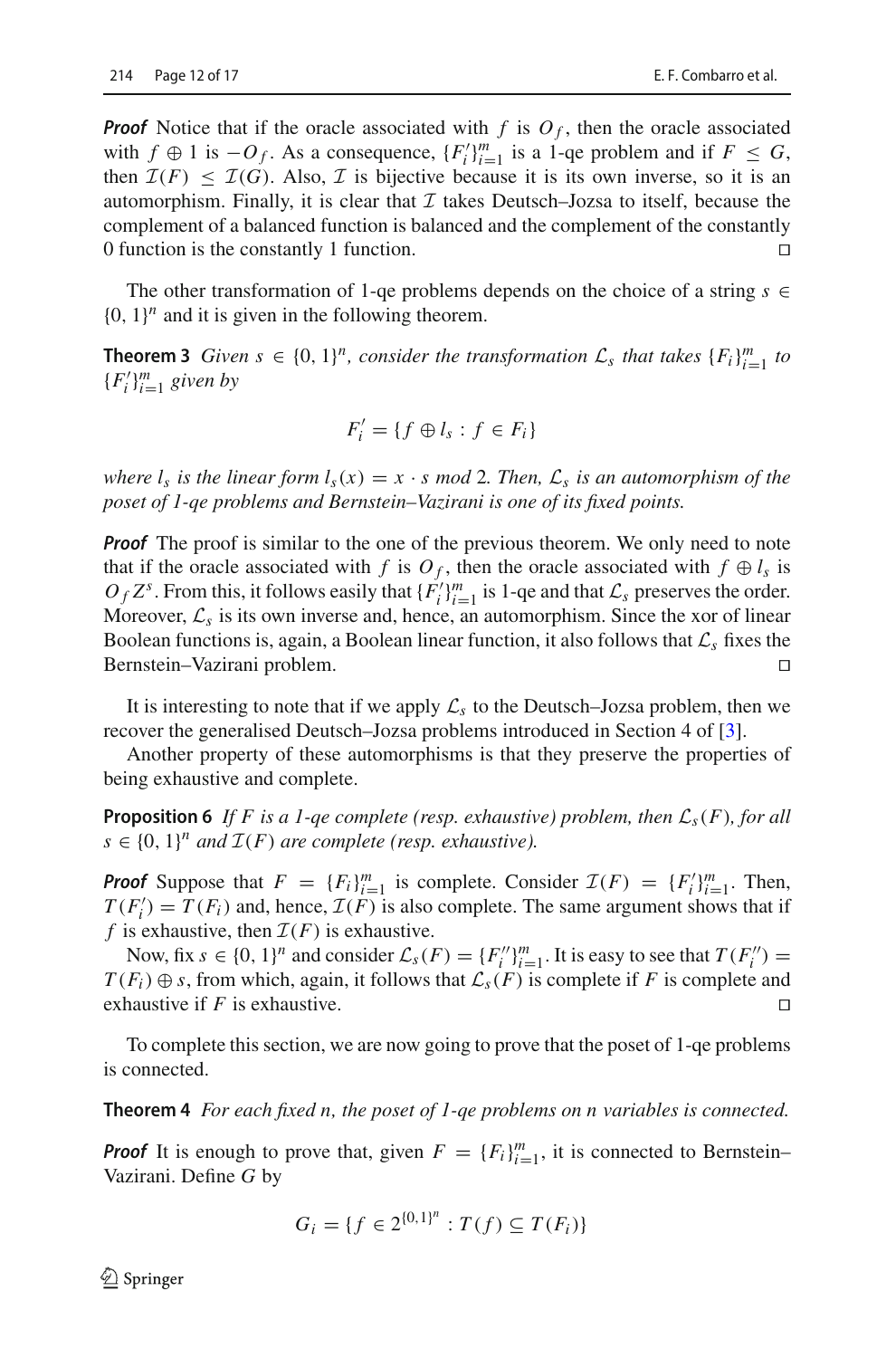***Proof*** Notice that if the oracle associated with $f$ is $O_f$, then the oracle associated with $f \oplus 1$ is $-O_f$. As a consequence, $\{F'_i\}_{i=1}^m$ is a 1-qe problem and if $F \leq G$, then $\mathcal{I}(F) \leq \mathcal{I}(G)$. Also, $\mathcal{I}$ is bijective because it is its own inverse, so it is an automorphism. Finally, it is clear that $\mathcal{I}$ takes Deutsch–Jozsa to itself, because the complement of a balanced function is balanced and the complement of the constantly 0 function is the constantly 1 function. □

The other transformation of 1-qe problems depends on the choice of a string $s \in \{0, 1\}^n$ and it is given in the following theorem.

**Theorem 3** *Given $s \in \{0, 1\}^n$, consider the transformation $\mathcal{L}_s$ that takes $\{F_i\}_{i=1}^m$ to $\{F'_i\}_{i=1}^m$ given by*

$$F'_i = \{f \oplus l_s : f \in F_i\}$$

*where $l_s$ is the linear form $l_s(x) = x \cdot s \bmod 2$. Then, $\mathcal{L}_s$ is an automorphism of the poset of 1-qe problems and Bernstein–Vazirani is one of its fixed points.*

***Proof*** The proof is similar to the one of the previous theorem. We only need to note that if the oracle associated with $f$ is $O_f$, then the oracle associated with $f \oplus l_s$ is $O_f Z^s$. From this, it follows easily that $\{F'_i\}_{i=1}^m$ is 1-qe and that $\mathcal{L}_s$ preserves the order. Moreover, $\mathcal{L}_s$ is its own inverse and, hence, an automorphism. Since the xor of linear Boolean functions is, again, a Boolean linear function, it also follows that $\mathcal{L}_s$ fixes the Bernstein–Vazirani problem. □

It is interesting to note that if we apply $\mathcal{L}_s$ to the Deutsch–Jozsa problem, then we recover the generalised Deutsch–Jozsa problems introduced in Section 4 of [3].

Another property of these automorphisms is that they preserve the properties of being exhaustive and complete.

**Proposition 6** *If $F$ is a 1-qe complete (resp. exhaustive) problem, then $\mathcal{L}_s(F)$, for all $s \in \{0, 1\}^n$ and $\mathcal{I}(F)$ are complete (resp. exhaustive).*

***Proof*** Suppose that $F = \{F_i\}_{i=1}^m$ is complete. Consider $\mathcal{I}(F) = \{F'_i\}_{i=1}^m$. Then, $T(F'_i) = T(F_i)$ and, hence, $\mathcal{I}(F)$ is also complete. The same argument shows that if $f$ is exhaustive, then $\mathcal{I}(F)$ is exhaustive.

Now, fix $s \in \{0, 1\}^n$ and consider $\mathcal{L}_s(F) = \{F''_i\}_{i=1}^m$. It is easy to see that $T(F''_i) = T(F_i) \oplus s$, from which, again, it follows that $\mathcal{L}_s(F)$ is complete if $F$ is complete and exhaustive if $F$ is exhaustive. □

To complete this section, we are now going to prove that the poset of 1-qe problems is connected.

**Theorem 4** *For each fixed n, the poset of 1-qe problems on n variables is connected.*

***Proof*** It is enough to prove that, given $F = \{F_i\}_{i=1}^m$, it is connected to Bernstein–Vazirani. Define $G$ by

$$G_i = \{f \in 2^{\{0,1\}^n} : T(f) \subseteq T(F_i)\}$$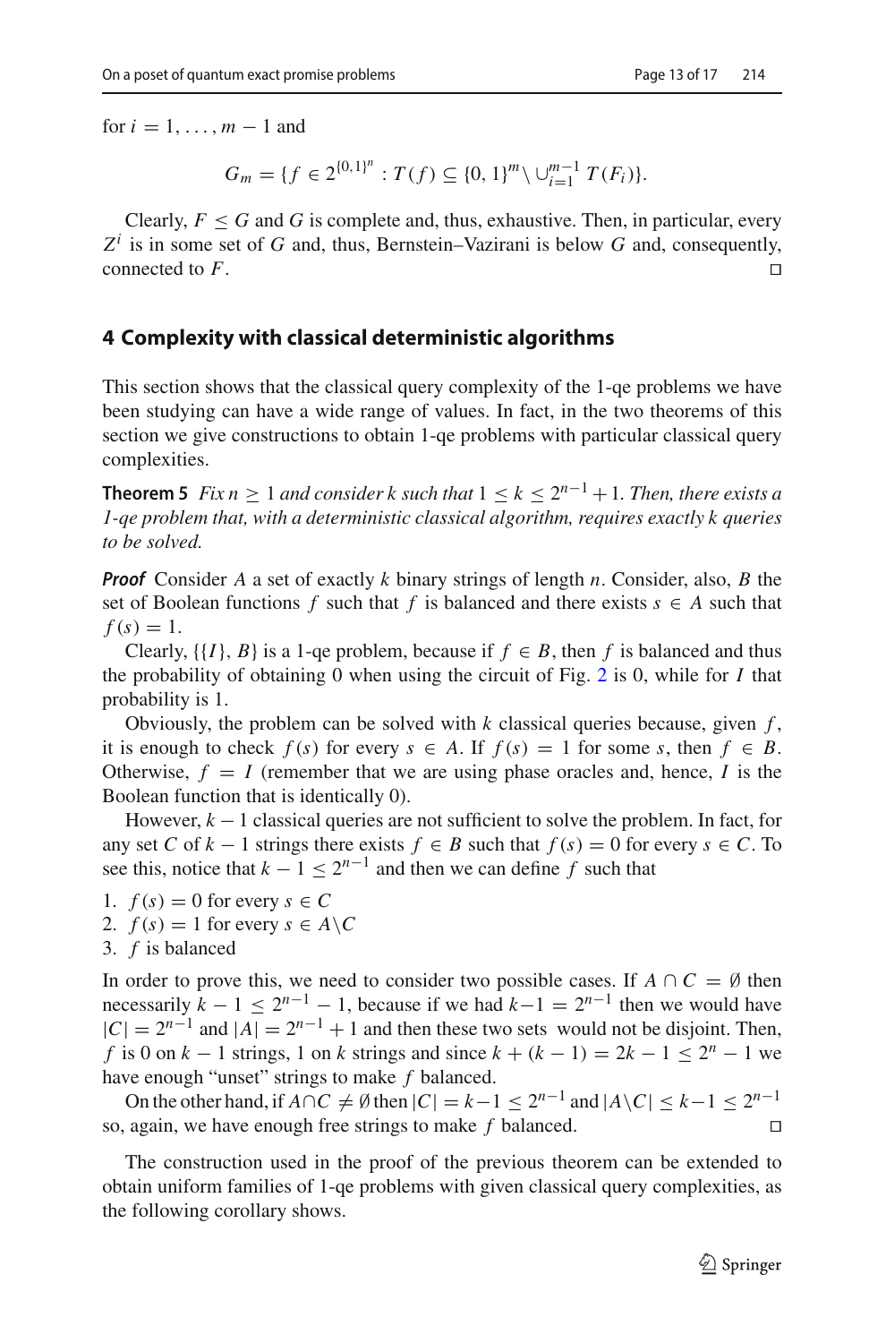for $i = 1, \ldots, m-1$ and

$$G_m = \{f \in 2^{\{0,1\}^n} : T(f) \subseteq \{0,1\}^m \setminus \cup_{i=1}^{m-1} T(F_i)\}.$$

Clearly, $F \leq G$ and $G$ is complete and, thus, exhaustive. Then, in particular, every $Z^i$ is in some set of $G$ and, thus, Bernstein–Vazirani is below $G$ and, consequently, connected to $F$. □

## 4 Complexity with classical deterministic algorithms

This section shows that the classical query complexity of the 1-qe problems we have been studying can have a wide range of values. In fact, in the two theorems of this section we give constructions to obtain 1-qe problems with particular classical query complexities.

**Theorem 5** *Fix $n \geq 1$ and consider $k$ such that $1 \leq k \leq 2^{n-1}+1$. Then, there exists a 1-qe problem that, with a deterministic classical algorithm, requires exactly $k$ queries to be solved.*

***Proof*** Consider $A$ a set of exactly $k$ binary strings of length $n$. Consider, also, $B$ the set of Boolean functions $f$ such that $f$ is balanced and there exists $s \in A$ such that $f(s) = 1$.

Clearly, $\{\{I\}, B\}$ is a 1-qe problem, because if $f \in B$, then $f$ is balanced and thus the probability of obtaining 0 when using the circuit of Fig. 2 is 0, while for $I$ that probability is 1.

Obviously, the problem can be solved with $k$ classical queries because, given $f$, it is enough to check $f(s)$ for every $s \in A$. If $f(s) = 1$ for some $s$, then $f \in B$. Otherwise, $f = I$ (remember that we are using phase oracles and, hence, $I$ is the Boolean function that is identically 0).

However, $k-1$ classical queries are not sufficient to solve the problem. In fact, for any set $C$ of $k-1$ strings there exists $f \in B$ such that $f(s) = 0$ for every $s \in C$. To see this, notice that $k-1 \leq 2^{n-1}$ and then we can define $f$ such that

1. $f(s) = 0$ for every $s \in C$
2. $f(s) = 1$ for every $s \in A \setminus C$
3. $f$ is balanced

In order to prove this, we need to consider two possible cases. If $A \cap C = \emptyset$ then necessarily $k-1 \leq 2^{n-1}-1$, because if we had $k-1 = 2^{n-1}$ then we would have $|C| = 2^{n-1}$ and $|A| = 2^{n-1}+1$ and then these two sets would not be disjoint. Then, $f$ is 0 on $k-1$ strings, 1 on $k$ strings and since $k + (k-1) = 2k-1 \leq 2^n - 1$ we have enough "unset" strings to make $f$ balanced.

On the other hand, if $A \cap C \neq \emptyset$ then $|C| = k-1 \leq 2^{n-1}$ and $|A \setminus C| \leq k-1 \leq 2^{n-1}$ so, again, we have enough free strings to make $f$ balanced. □

The construction used in the proof of the previous theorem can be extended to obtain uniform families of 1-qe problems with given classical query complexities, as the following corollary shows.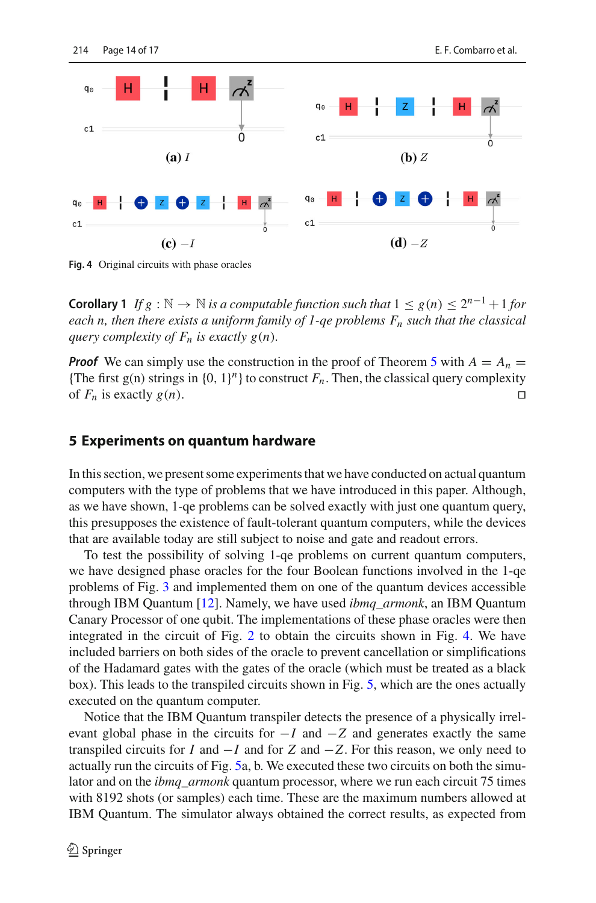(a) $I$

(b) $Z$

(c) $-I$

(d) $-Z$

**Fig. 4** Original circuits with phase oracles

**Corollary 1** *If $g : \mathbb{N} \to \mathbb{N}$ is a computable function such that $1 \leq g(n) \leq 2^{n-1} + 1$ for each $n$, then there exists a uniform family of 1-qe problems $F_n$ such that the classical query complexity of $F_n$ is exactly $g(n)$.*

***Proof*** We can simply use the construction in the proof of Theorem 5 with $A = A_n = \{\text{The first g(n) strings in } \{0, 1\}^n\}$ to construct $F_n$. Then, the classical query complexity of $F_n$ is exactly $g(n)$. □

## 5 Experiments on quantum hardware

In this section, we present some experiments that we have conducted on actual quantum computers with the type of problems that we have introduced in this paper. Although, as we have shown, 1-qe problems can be solved exactly with just one quantum query, this presupposes the existence of fault-tolerant quantum computers, while the devices that are available today are still subject to noise and gate and readout errors.

To test the possibility of solving 1-qe problems on current quantum computers, we have designed phase oracles for the four Boolean functions involved in the 1-qe problems of Fig. 3 and implemented them on one of the quantum devices accessible through IBM Quantum [12]. Namely, we have used *ibmq_armonk*, an IBM Quantum Canary Processor of one qubit. The implementations of these phase oracles were then integrated in the circuit of Fig. 2 to obtain the circuits shown in Fig. 4. We have included barriers on both sides of the oracle to prevent cancellation or simplifications of the Hadamard gates with the gates of the oracle (which must be treated as a black box). This leads to the transpiled circuits shown in Fig. 5, which are the ones actually executed on the quantum computer.

Notice that the IBM Quantum transpiler detects the presence of a physically irrelevant global phase in the circuits for $-I$ and $-Z$ and generates exactly the same transpiled circuits for $I$ and $-I$ and for $Z$ and $-Z$. For this reason, we only need to actually run the circuits of Fig. 5a, b. We executed these two circuits on both the simulator and on the *ibmq_armonk* quantum processor, where we run each circuit 75 times with 8192 shots (or samples) each time. These are the maximum numbers allowed at IBM Quantum. The simulator always obtained the correct results, as expected from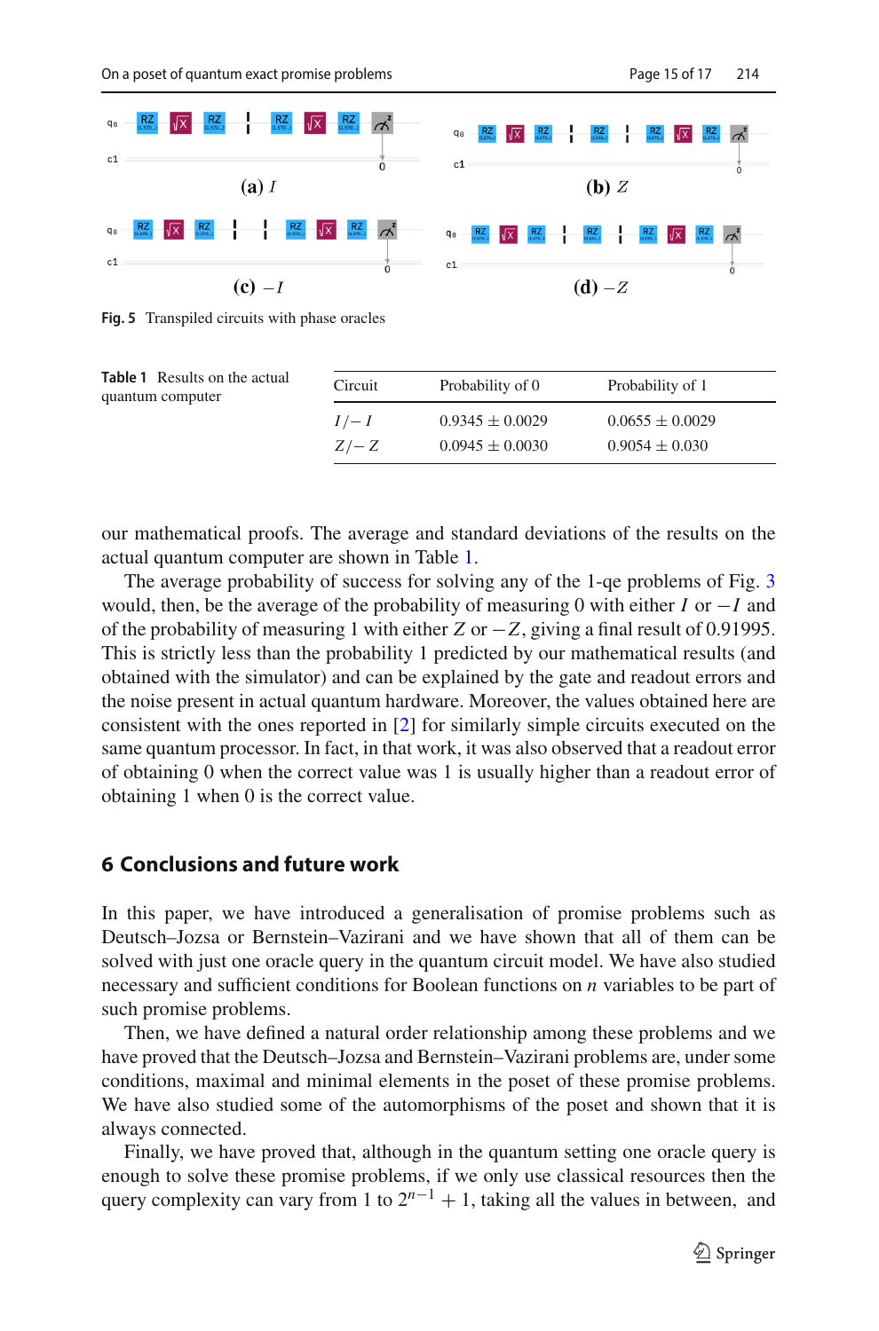(a) $I$

(b) $Z$

(c) $-I$

(d) $-Z$

**Fig. 5** Transpiled circuits with phase oracles

**Table 1** Results on the actual quantum computer

| Circuit | Probability of 0 | Probability of 1 |
|---|---|---|
| $I/-I$ | $0.9345 \pm 0.0029$ | $0.0655 \pm 0.0029$ |
| $Z/-Z$ | $0.0945 \pm 0.0030$ | $0.9054 \pm 0.030$ |

our mathematical proofs. The average and standard deviations of the results on the actual quantum computer are shown in Table 1.

The average probability of success for solving any of the 1-qe problems of Fig. 3 would, then, be the average of the probability of measuring 0 with either $I$ or $-I$ and of the probability of measuring 1 with either $Z$ or $-Z$, giving a final result of 0.91995. This is strictly less than the probability 1 predicted by our mathematical results (and obtained with the simulator) and can be explained by the gate and readout errors and the noise present in actual quantum hardware. Moreover, the values obtained here are consistent with the ones reported in [2] for similarly simple circuits executed on the same quantum processor. In fact, in that work, it was also observed that a readout error of obtaining 0 when the correct value was 1 is usually higher than a readout error of obtaining 1 when 0 is the correct value.

## 6 Conclusions and future work

In this paper, we have introduced a generalisation of promise problems such as Deutsch–Jozsa or Bernstein–Vazirani and we have shown that all of them can be solved with just one oracle query in the quantum circuit model. We have also studied necessary and sufficient conditions for Boolean functions on $n$ variables to be part of such promise problems.

Then, we have defined a natural order relationship among these problems and we have proved that the Deutsch–Jozsa and Bernstein–Vazirani problems are, under some conditions, maximal and minimal elements in the poset of these promise problems. We have also studied some of the automorphisms of the poset and shown that it is always connected.

Finally, we have proved that, although in the quantum setting one oracle query is enough to solve these promise problems, if we only use classical resources then the query complexity can vary from 1 to $2^{n-1}+1$, taking all the values in between, and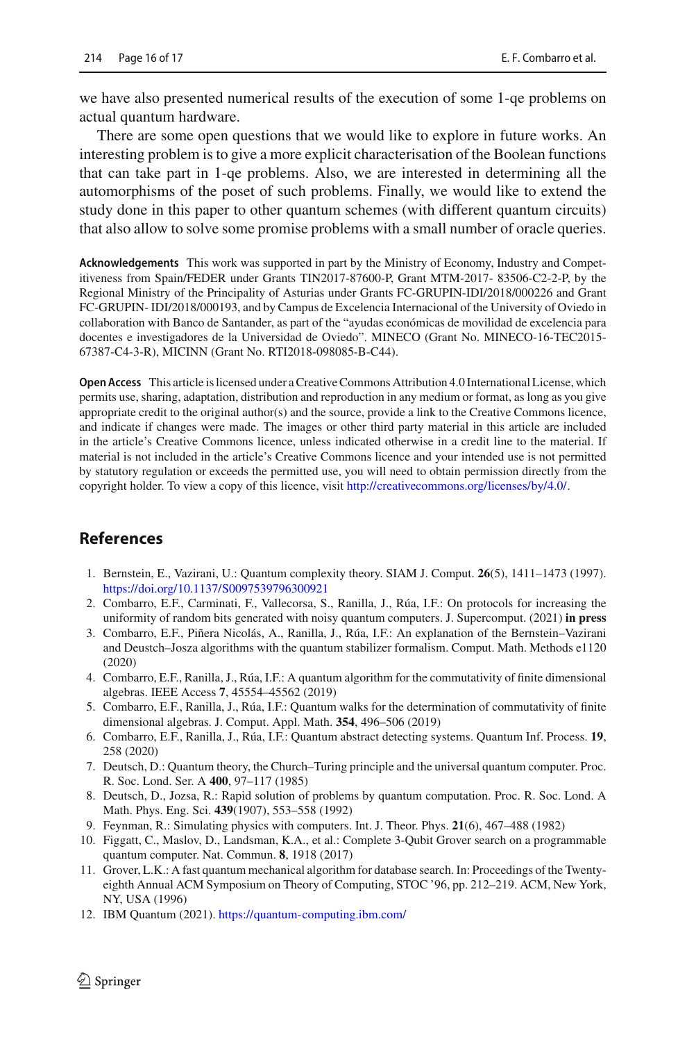we have also presented numerical results of the execution of some 1-qe problems on actual quantum hardware.

There are some open questions that we would like to explore in future works. An interesting problem is to give a more explicit characterisation of the Boolean functions that can take part in 1-qe problems. Also, we are interested in determining all the automorphisms of the poset of such problems. Finally, we would like to extend the study done in this paper to other quantum schemes (with different quantum circuits) that also allow to solve some promise problems with a small number of oracle queries.

**Acknowledgements** This work was supported in part by the Ministry of Economy, Industry and Competitiveness from Spain/FEDER under Grants TIN2017-87600-P, Grant MTM-2017- 83506-C2-2-P, by the Regional Ministry of the Principality of Asturias under Grants FC-GRUPIN-IDI/2018/000226 and Grant FC-GRUPIN- IDI/2018/000193, and by Campus de Excelencia Internacional of the University of Oviedo in collaboration with Banco de Santander, as part of the "ayudas económicas de movilidad de excelencia para docentes e investigadores de la Universidad de Oviedo". MINECO (Grant No. MINECO-16-TEC2015-67387-C4-3-R), MICINN (Grant No. RTI2018-098085-B-C44).

**Open Access** This article is licensed under a Creative Commons Attribution 4.0 International License, which permits use, sharing, adaptation, distribution and reproduction in any medium or format, as long as you give appropriate credit to the original author(s) and the source, provide a link to the Creative Commons licence, and indicate if changes were made. The images or other third party material in this article are included in the article's Creative Commons licence, unless indicated otherwise in a credit line to the material. If material is not included in the article's Creative Commons licence and your intended use is not permitted by statutory regulation or exceeds the permitted use, you will need to obtain permission directly from the copyright holder. To view a copy of this licence, visit http://creativecommons.org/licenses/by/4.0/.

## References

1. Bernstein, E., Vazirani, U.: Quantum complexity theory. SIAM J. Comput. **26**(5), 1411–1473 (1997). https://doi.org/10.1137/S0097539796300921
2. Combarro, E.F., Carminati, F., Vallecorsa, S., Ranilla, J., Rúa, I.F.: On protocols for increasing the uniformity of random bits generated with noisy quantum computers. J. Supercomput. (2021) **in press**
3. Combarro, E.F., Piñera Nicolás, A., Ranilla, J., Rúa, I.F.: An explanation of the Bernstein–Vazirani and Deustch–Josza algorithms with the quantum stabilizer formalism. Comput. Math. Methods e1120 (2020)
4. Combarro, E.F., Ranilla, J., Rúa, I.F.: A quantum algorithm for the commutativity of finite dimensional algebras. IEEE Access **7**, 45554–45562 (2019)
5. Combarro, E.F., Ranilla, J., Rúa, I.F.: Quantum walks for the determination of commutativity of finite dimensional algebras. J. Comput. Appl. Math. **354**, 496–506 (2019)
6. Combarro, E.F., Ranilla, J., Rúa, I.F.: Quantum abstract detecting systems. Quantum Inf. Process. **19**, 258 (2020)
7. Deutsch, D.: Quantum theory, the Church–Turing principle and the universal quantum computer. Proc. R. Soc. Lond. Ser. A **400**, 97–117 (1985)
8. Deutsch, D., Jozsa, R.: Rapid solution of problems by quantum computation. Proc. R. Soc. Lond. A Math. Phys. Eng. Sci. **439**(1907), 553–558 (1992)
9. Feynman, R.: Simulating physics with computers. Int. J. Theor. Phys. **21**(6), 467–488 (1982)
10. Figgatt, C., Maslov, D., Landsman, K.A., et al.: Complete 3-Qubit Grover search on a programmable quantum computer. Nat. Commun. **8**, 1918 (2017)
11. Grover, L.K.: A fast quantum mechanical algorithm for database search. In: Proceedings of the Twenty-eighth Annual ACM Symposium on Theory of Computing, STOC '96, pp. 212–219. ACM, New York, NY, USA (1996)
12. IBM Quantum (2021). https://quantum-computing.ibm.com/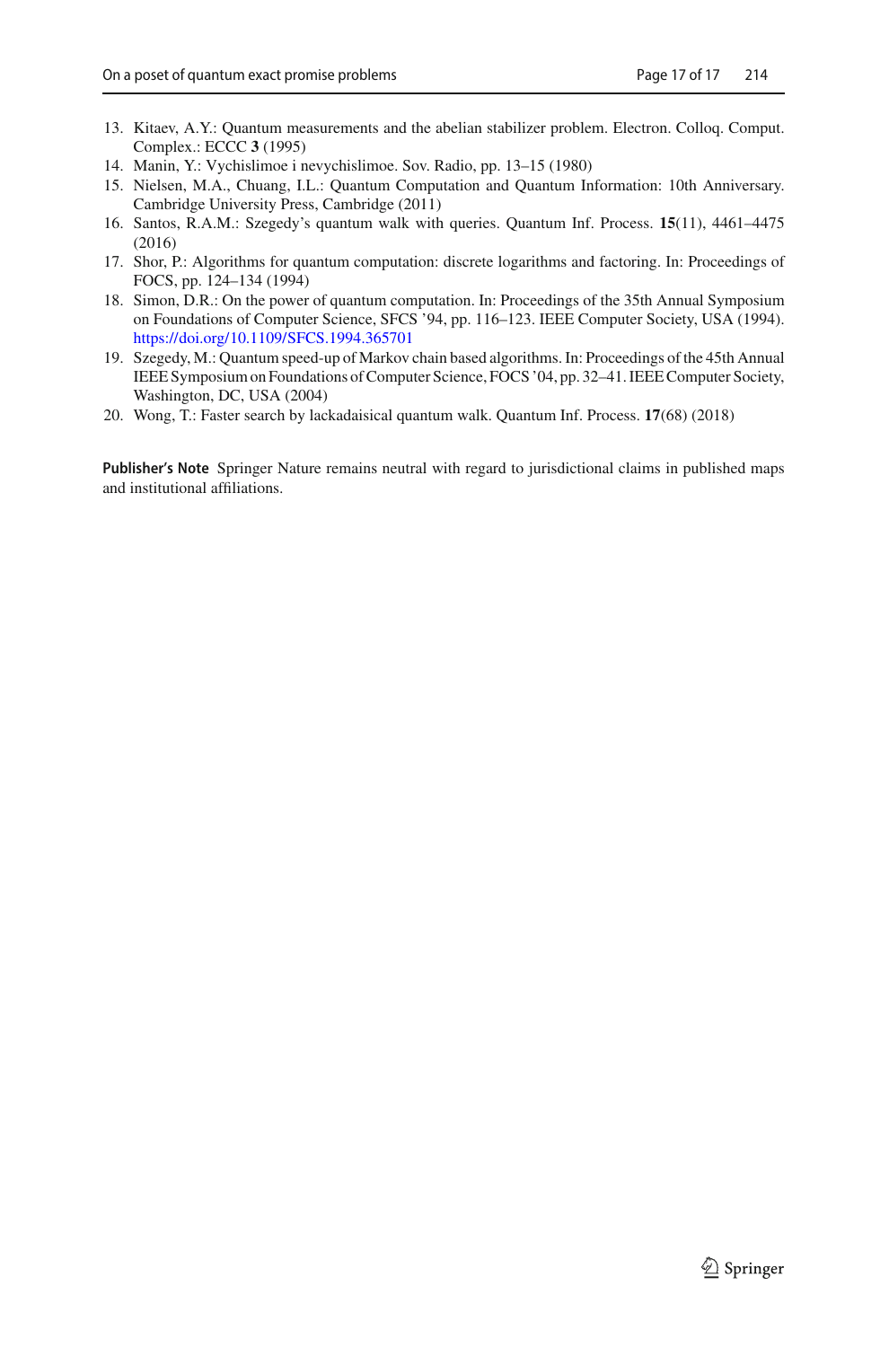13. Kitaev, A.Y.: Quantum measurements and the abelian stabilizer problem. Electron. Colloq. Comput. Complex.: ECCC **3** (1995)
14. Manin, Y.: Vychislimoe i nevychislimoe. Sov. Radio, pp. 13–15 (1980)
15. Nielsen, M.A., Chuang, I.L.: Quantum Computation and Quantum Information: 10th Anniversary. Cambridge University Press, Cambridge (2011)
16. Santos, R.A.M.: Szegedy's quantum walk with queries. Quantum Inf. Process. **15**(11), 4461–4475 (2016)
17. Shor, P.: Algorithms for quantum computation: discrete logarithms and factoring. In: Proceedings of FOCS, pp. 124–134 (1994)
18. Simon, D.R.: On the power of quantum computation. In: Proceedings of the 35th Annual Symposium on Foundations of Computer Science, SFCS '94, pp. 116–123. IEEE Computer Society, USA (1994). https://doi.org/10.1109/SFCS.1994.365701
19. Szegedy, M.: Quantum speed-up of Markov chain based algorithms. In: Proceedings of the 45th Annual IEEE Symposium on Foundations of Computer Science, FOCS '04, pp. 32–41. IEEE Computer Society, Washington, DC, USA (2004)
20. Wong, T.: Faster search by lackadaisical quantum walk. Quantum Inf. Process. **17**(68) (2018)

**Publisher's Note** Springer Nature remains neutral with regard to jurisdictional claims in published maps and institutional affiliations.